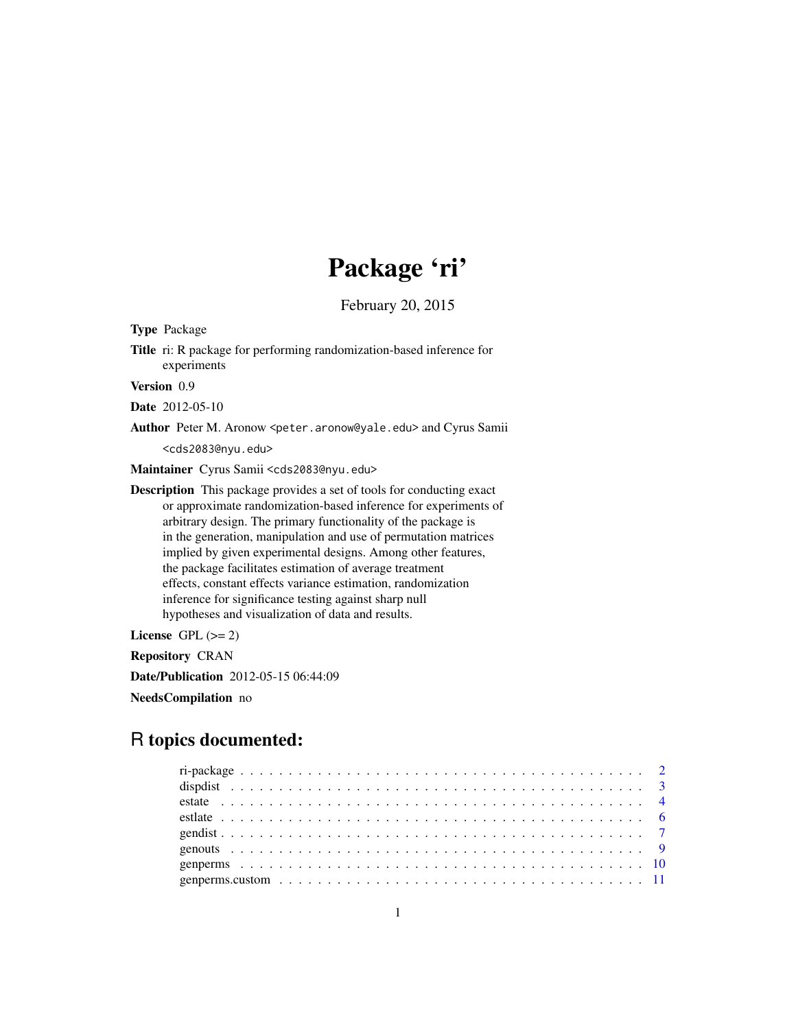# Package 'ri'

February 20, 2015

**Type** Package

**Title** ri: R package for performing randomization-based inference for experiments

**Version** 0.9

**Date** 2012-05-10

**Author** Peter M. Aronow <peter.aronow@yale.edu> and Cyrus Samii <cds2083@nyu.edu>

**Maintainer** Cyrus Samii <cds2083@nyu.edu>

**Description** This package provides a set of tools for conducting exact or approximate randomization-based inference for experiments of arbitrary design. The primary functionality of the package is in the generation, manipulation and use of permutation matrices implied by given experimental designs. Among other features, the package facilitates estimation of average treatment effects, constant effects variance estimation, randomization inference for significance testing against sharp null hypotheses and visualization of data and results.

**License** GPL (>= 2)

**Repository** CRAN

**Date/Publication** 2012-05-15 06:44:09

**NeedsCompilation** no

## R topics documented:

| | |
|---|---|
| ri-package | 2 |
| dispdist | 3 |
| estate | 4 |
| estlate | 6 |
| gendist | 7 |
| genouts | 9 |
| genperms | 10 |
| genperms.custom | 11 |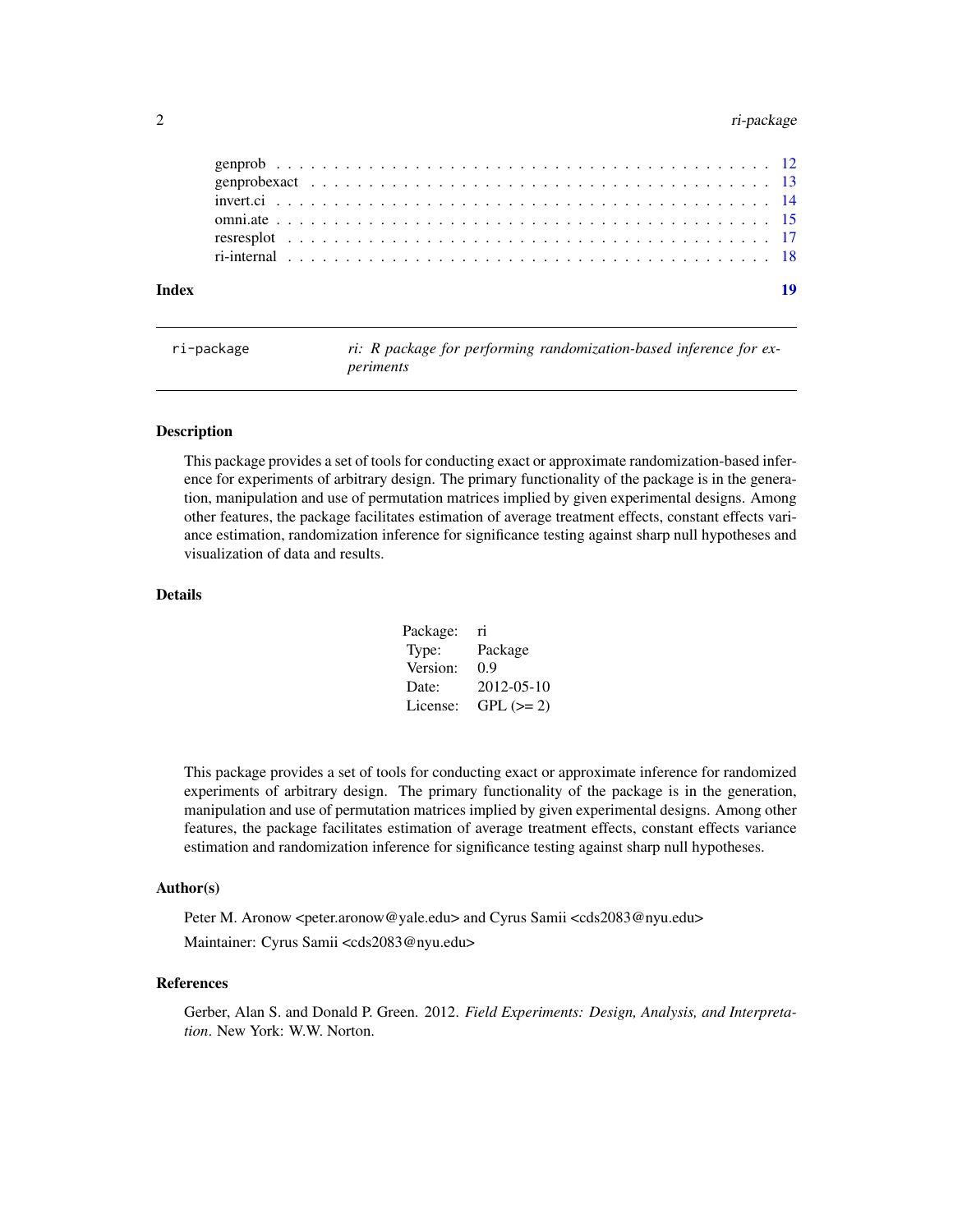| | |
|---|---|
| genprob | 12 |
| genprobexact | 13 |
| invert.ci | 14 |
| omni.ate | 15 |
| resresplot | 17 |
| ri-internal | 18 |

**Index** **19**

---

## ri-package — *ri: R package for performing randomization-based inference for experiments*

---

### Description

This package provides a set of tools for conducting exact or approximate randomization-based inference for experiments of arbitrary design. The primary functionality of the package is in the generation, manipulation and use of permutation matrices implied by given experimental designs. Among other features, the package facilitates estimation of average treatment effects, constant effects variance estimation, randomization inference for significance testing against sharp null hypotheses and visualization of data and results.

### Details

| | |
|---|---|
| Package: | ri |
| Type: | Package |
| Version: | 0.9 |
| Date: | 2012-05-10 |
| License: | GPL (>= 2) |

This package provides a set of tools for conducting exact or approximate inference for randomized experiments of arbitrary design. The primary functionality of the package is in the generation, manipulation and use of permutation matrices implied by given experimental designs. Among other features, the package facilitates estimation of average treatment effects, constant effects variance estimation and randomization inference for significance testing against sharp null hypotheses.

### Author(s)

Peter M. Aronow <peter.aronow@yale.edu> and Cyrus Samii <cds2083@nyu.edu>

Maintainer: Cyrus Samii <cds2083@nyu.edu>

### References

Gerber, Alan S. and Donald P. Green. 2012. *Field Experiments: Design, Analysis, and Interpretation*. New York: W.W. Norton.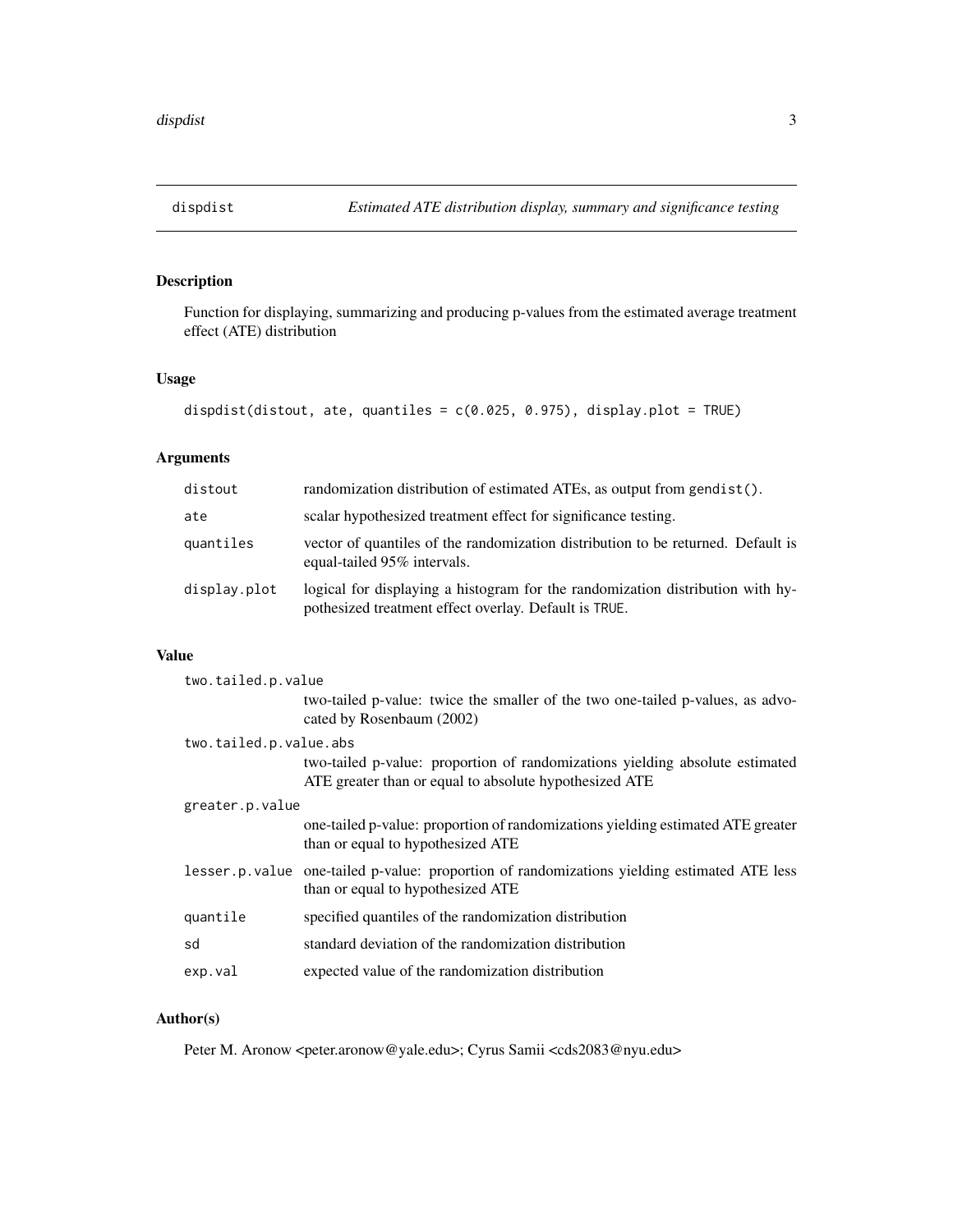## dispdist — *Estimated ATE distribution display, summary and significance testing*

### Description

Function for displaying, summarizing and producing p-values from the estimated average treatment effect (ATE) distribution

### Usage

```
dispdist(distout, ate, quantiles = c(0.025, 0.975), display.plot = TRUE)
```

### Arguments

| | |
|---|---|
| `distout` | randomization distribution of estimated ATEs, as output from `gendist()`. |
| `ate` | scalar hypothesized treatment effect for significance testing. |
| `quantiles` | vector of quantiles of the randomization distribution to be returned. Default is equal-tailed 95% intervals. |
| `display.plot` | logical for displaying a histogram for the randomization distribution with hypothesized treatment effect overlay. Default is `TRUE`. |

### Value

| | |
|---|---|
| `two.tailed.p.value` | two-tailed p-value: twice the smaller of the two one-tailed p-values, as advocated by Rosenbaum (2002) |
| `two.tailed.p.value.abs` | two-tailed p-value: proportion of randomizations yielding absolute estimated ATE greater than or equal to absolute hypothesized ATE |
| `greater.p.value` | one-tailed p-value: proportion of randomizations yielding estimated ATE greater than or equal to hypothesized ATE |
| `lesser.p.value` | one-tailed p-value: proportion of randomizations yielding estimated ATE less than or equal to hypothesized ATE |
| `quantile` | specified quantiles of the randomization distribution |
| `sd` | standard deviation of the randomization distribution |
| `exp.val` | expected value of the randomization distribution |

### Author(s)

Peter M. Aronow <peter.aronow@yale.edu>; Cyrus Samii <cds2083@nyu.edu>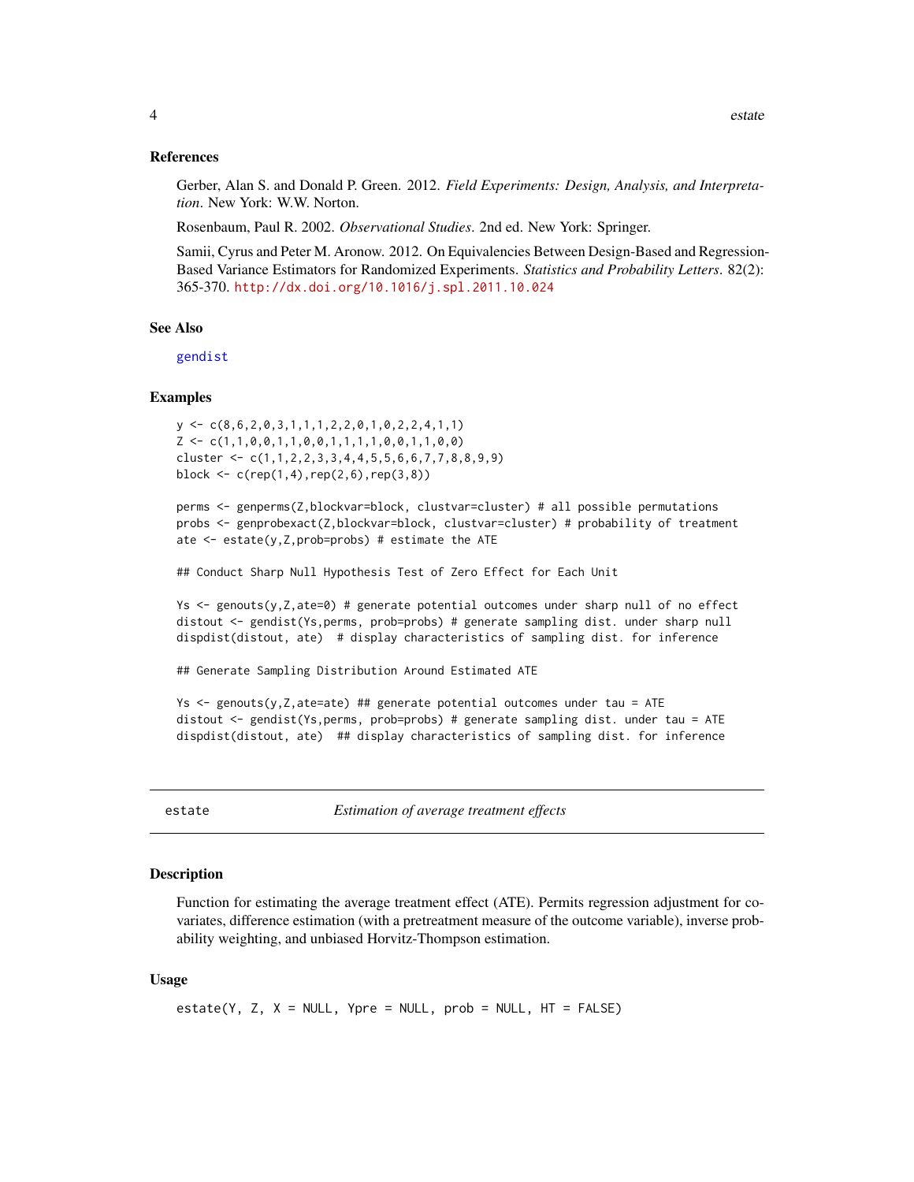### References

Gerber, Alan S. and Donald P. Green. 2012. *Field Experiments: Design, Analysis, and Interpretation*. New York: W.W. Norton.

Rosenbaum, Paul R. 2002. *Observational Studies*. 2nd ed. New York: Springer.

Samii, Cyrus and Peter M. Aronow. 2012. On Equivalencies Between Design-Based and Regression-Based Variance Estimators for Randomized Experiments. *Statistics and Probability Letters*. 82(2): 365-370. http://dx.doi.org/10.1016/j.spl.2011.10.024

### See Also

gendist

### Examples

```
y <- c(8,6,2,0,3,1,1,1,2,2,0,1,0,2,2,4,1,1)
Z <- c(1,1,0,0,1,1,0,0,1,1,1,1,0,0,1,1,0,0)
cluster <- c(1,1,2,2,3,3,4,4,5,5,6,6,7,7,8,8,9,9)
block <- c(rep(1,4),rep(2,6),rep(3,8))

perms <- genperms(Z,blockvar=block, clustvar=cluster) # all possible permutations
probs <- genprobexact(Z,blockvar=block, clustvar=cluster) # probability of treatment
ate <- estate(y,Z,prob=probs) # estimate the ATE

## Conduct Sharp Null Hypothesis Test of Zero Effect for Each Unit

Ys <- genouts(y,Z,ate=0) # generate potential outcomes under sharp null of no effect
distout <- gendist(Ys,perms, prob=probs) # generate sampling dist. under sharp null
dispdist(distout, ate)  # display characteristics of sampling dist. for inference

## Generate Sampling Distribution Around Estimated ATE

Ys <- genouts(y,Z,ate=ate) ## generate potential outcomes under tau = ATE
distout <- gendist(Ys,perms, prob=probs) # generate sampling dist. under tau = ATE
dispdist(distout, ate)  ## display characteristics of sampling dist. for inference
```

## estate — *Estimation of average treatment effects*

### Description

Function for estimating the average treatment effect (ATE). Permits regression adjustment for covariates, difference estimation (with a pretreatment measure of the outcome variable), inverse probability weighting, and unbiased Horvitz-Thompson estimation.

### Usage

```
estate(Y, Z, X = NULL, Ypre = NULL, prob = NULL, HT = FALSE)
```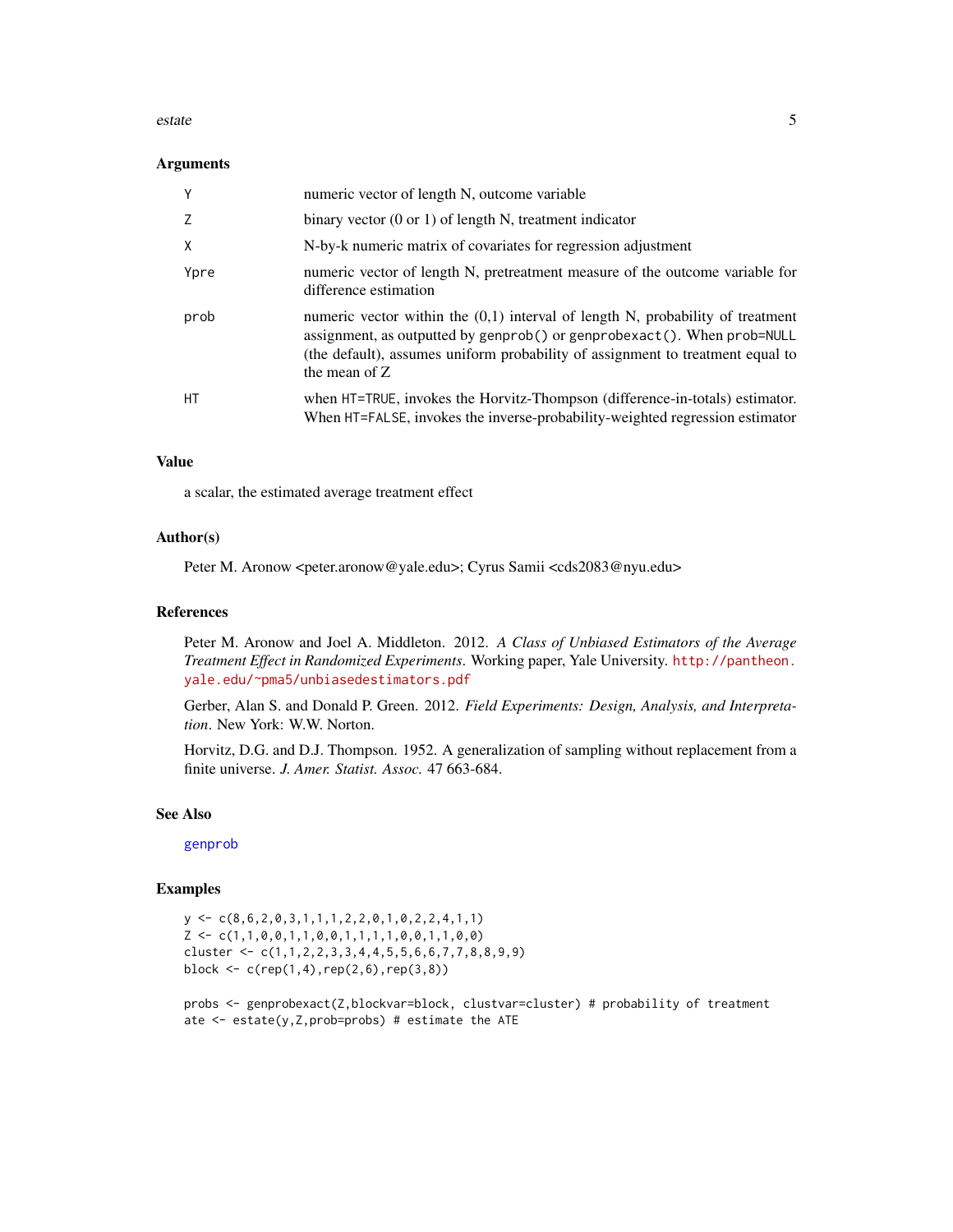### Arguments

| | |
|---|---|
| Y | numeric vector of length N, outcome variable |
| Z | binary vector (0 or 1) of length N, treatment indicator |
| X | N-by-k numeric matrix of covariates for regression adjustment |
| Ypre | numeric vector of length N, pretreatment measure of the outcome variable for difference estimation |
| prob | numeric vector within the (0,1) interval of length N, probability of treatment assignment, as outputted by `genprob()` or `genprobexact()`. When `prob=NULL` (the default), assumes uniform probability of assignment to treatment equal to the mean of Z |
| HT | when `HT=TRUE`, invokes the Horvitz-Thompson (difference-in-totals) estimator. When `HT=FALSE`, invokes the inverse-probability-weighted regression estimator |

### Value

a scalar, the estimated average treatment effect

### Author(s)

Peter M. Aronow <peter.aronow@yale.edu>; Cyrus Samii <cds2083@nyu.edu>

### References

Peter M. Aronow and Joel A. Middleton. 2012. *A Class of Unbiased Estimators of the Average Treatment Effect in Randomized Experiments*. Working paper, Yale University. http://pantheon.yale.edu/~pma5/unbiasedestimators.pdf

Gerber, Alan S. and Donald P. Green. 2012. *Field Experiments: Design, Analysis, and Interpretation*. New York: W.W. Norton.

Horvitz, D.G. and D.J. Thompson. 1952. A generalization of sampling without replacement from a finite universe. *J. Amer. Statist. Assoc.* 47 663-684.

### See Also

genprob

### Examples

```
y <- c(8,6,2,0,3,1,1,1,2,2,0,1,0,2,2,4,1,1)
Z <- c(1,1,0,0,1,1,0,0,1,1,1,1,0,0,1,1,0,0)
cluster <- c(1,1,2,2,3,3,4,4,5,5,6,6,7,7,8,8,9,9)
block <- c(rep(1,4),rep(2,6),rep(3,8))

probs <- genprobexact(Z,blockvar=block, clustvar=cluster) # probability of treatment
ate <- estate(y,Z,prob=probs) # estimate the ATE
```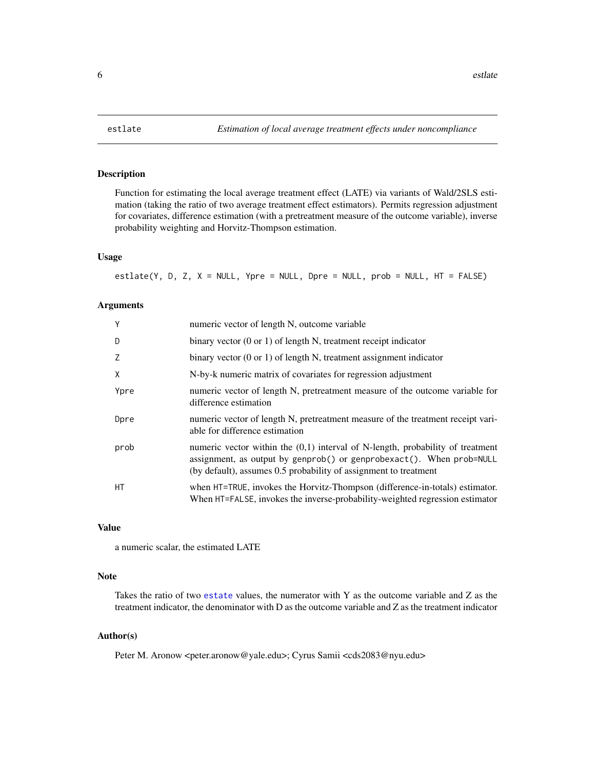# estlate — *Estimation of local average treatment effects under noncompliance*

## Description

Function for estimating the local average treatment effect (LATE) via variants of Wald/2SLS estimation (taking the ratio of two average treatment effect estimators). Permits regression adjustment for covariates, difference estimation (with a pretreatment measure of the outcome variable), inverse probability weighting and Horvitz-Thompson estimation.

## Usage

```
estlate(Y, D, Z, X = NULL, Ypre = NULL, Dpre = NULL, prob = NULL, HT = FALSE)
```

## Arguments

| | |
|---|---|
| `Y` | numeric vector of length N, outcome variable |
| `D` | binary vector (0 or 1) of length N, treatment receipt indicator |
| `Z` | binary vector (0 or 1) of length N, treatment assignment indicator |
| `X` | N-by-k numeric matrix of covariates for regression adjustment |
| `Ypre` | numeric vector of length N, pretreatment measure of the outcome variable for difference estimation |
| `Dpre` | numeric vector of length N, pretreatment measure of the treatment receipt variable for difference estimation |
| `prob` | numeric vector within the (0,1) interval of N-length, probability of treatment assignment, as output by `genprob()` or `genprobexact()`. When `prob=NULL` (by default), assumes 0.5 probability of assignment to treatment |
| `HT` | when `HT=TRUE`, invokes the Horvitz-Thompson (difference-in-totals) estimator. When `HT=FALSE`, invokes the inverse-probability-weighted regression estimator |

## Value

a numeric scalar, the estimated LATE

## Note

Takes the ratio of two `estate` values, the numerator with Y as the outcome variable and Z as the treatment indicator, the denominator with D as the outcome variable and Z as the treatment indicator

## Author(s)

Peter M. Aronow <peter.aronow@yale.edu>; Cyrus Samii <cds2083@nyu.edu>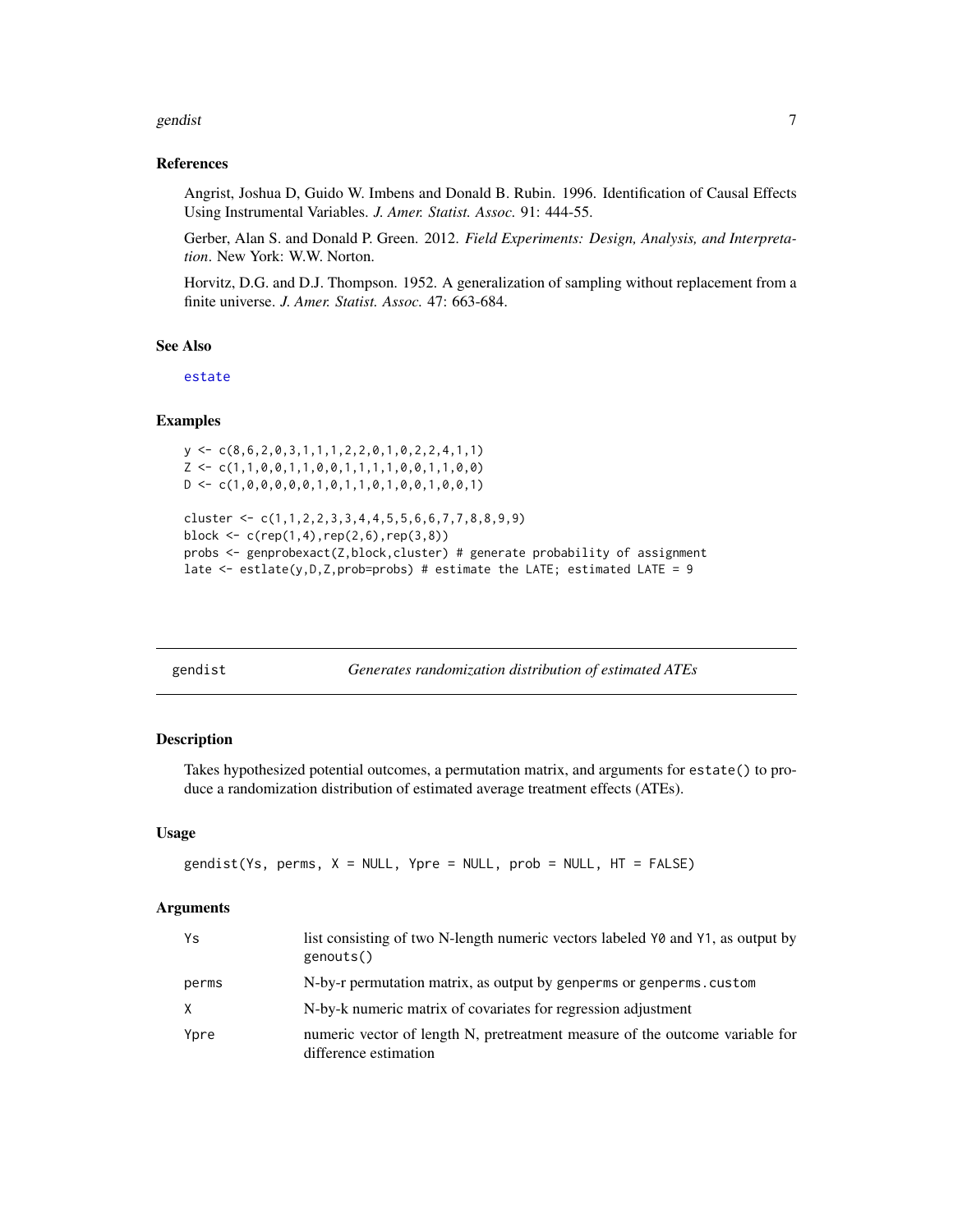### References

Angrist, Joshua D, Guido W. Imbens and Donald B. Rubin. 1996. Identification of Causal Effects Using Instrumental Variables. *J. Amer. Statist. Assoc.* 91: 444-55.

Gerber, Alan S. and Donald P. Green. 2012. *Field Experiments: Design, Analysis, and Interpretation*. New York: W.W. Norton.

Horvitz, D.G. and D.J. Thompson. 1952. A generalization of sampling without replacement from a finite universe. *J. Amer. Statist. Assoc.* 47: 663-684.

### See Also

estate

### Examples

```
y <- c(8,6,2,0,3,1,1,1,2,2,0,1,0,2,2,4,1,1)
Z <- c(1,1,0,0,1,1,0,0,1,1,1,1,0,0,1,1,0,0)
D <- c(1,0,0,0,0,0,1,0,1,1,0,1,0,0,1,0,0,1)

cluster <- c(1,1,2,2,3,3,4,4,5,5,6,6,7,7,8,8,9,9)
block <- c(rep(1,4),rep(2,6),rep(3,8))
probs <- genprobexact(Z,block,cluster) # generate probability of assignment
late <- estlate(y,D,Z,prob=probs) # estimate the LATE; estimated LATE = 9
```

---

## gendist — *Generates randomization distribution of estimated ATEs*

### Description

Takes hypothesized potential outcomes, a permutation matrix, and arguments for `estate()` to produce a randomization distribution of estimated average treatment effects (ATEs).

### Usage

```
gendist(Ys, perms, X = NULL, Ypre = NULL, prob = NULL, HT = FALSE)
```

### Arguments

| | |
|---|---|
| Ys | list consisting of two N-length numeric vectors labeled Y0 and Y1, as output by genouts() |
| perms | N-by-r permutation matrix, as output by genperms or genperms.custom |
| X | N-by-k numeric matrix of covariates for regression adjustment |
| Ypre | numeric vector of length N, pretreatment measure of the outcome variable for difference estimation |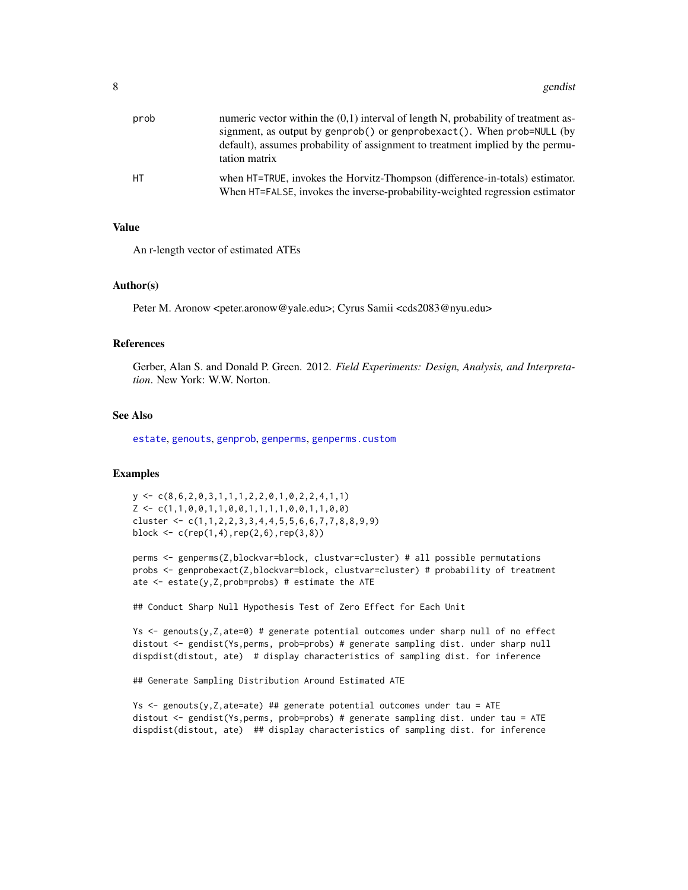| | |
|---|---|
| prob | numeric vector within the (0,1) interval of length N, probability of treatment assignment, as output by genprob() or genprobexact(). When prob=NULL (by default), assumes probability of assignment to treatment implied by the permutation matrix |
| HT | when HT=TRUE, invokes the Horvitz-Thompson (difference-in-totals) estimator. When HT=FALSE, invokes the inverse-probability-weighted regression estimator |

## Value

An r-length vector of estimated ATEs

## Author(s)

Peter M. Aronow <peter.aronow@yale.edu>; Cyrus Samii <cds2083@nyu.edu>

## References

Gerber, Alan S. and Donald P. Green. 2012. *Field Experiments: Design, Analysis, and Interpretation*. New York: W.W. Norton.

## See Also

estate, genouts, genprob, genperms, genperms.custom

## Examples

```
y <- c(8,6,2,0,3,1,1,1,2,2,0,1,0,2,2,4,1,1)
Z <- c(1,1,0,0,1,1,0,0,1,1,1,1,0,0,1,1,0,0)
cluster <- c(1,1,2,2,3,3,4,4,5,5,6,6,7,7,8,8,9,9)
block <- c(rep(1,4),rep(2,6),rep(3,8))

perms <- genperms(Z,blockvar=block, clustvar=cluster) # all possible permutations
probs <- genprobexact(Z,blockvar=block, clustvar=cluster) # probability of treatment
ate <- estate(y,Z,prob=probs) # estimate the ATE

## Conduct Sharp Null Hypothesis Test of Zero Effect for Each Unit

Ys <- genouts(y,Z,ate=0) # generate potential outcomes under sharp null of no effect
distout <- gendist(Ys,perms, prob=probs) # generate sampling dist. under sharp null
dispdist(distout, ate)  # display characteristics of sampling dist. for inference

## Generate Sampling Distribution Around Estimated ATE

Ys <- genouts(y,Z,ate=ate) ## generate potential outcomes under tau = ATE
distout <- gendist(Ys,perms, prob=probs) # generate sampling dist. under tau = ATE
dispdist(distout, ate)  ## display characteristics of sampling dist. for inference
```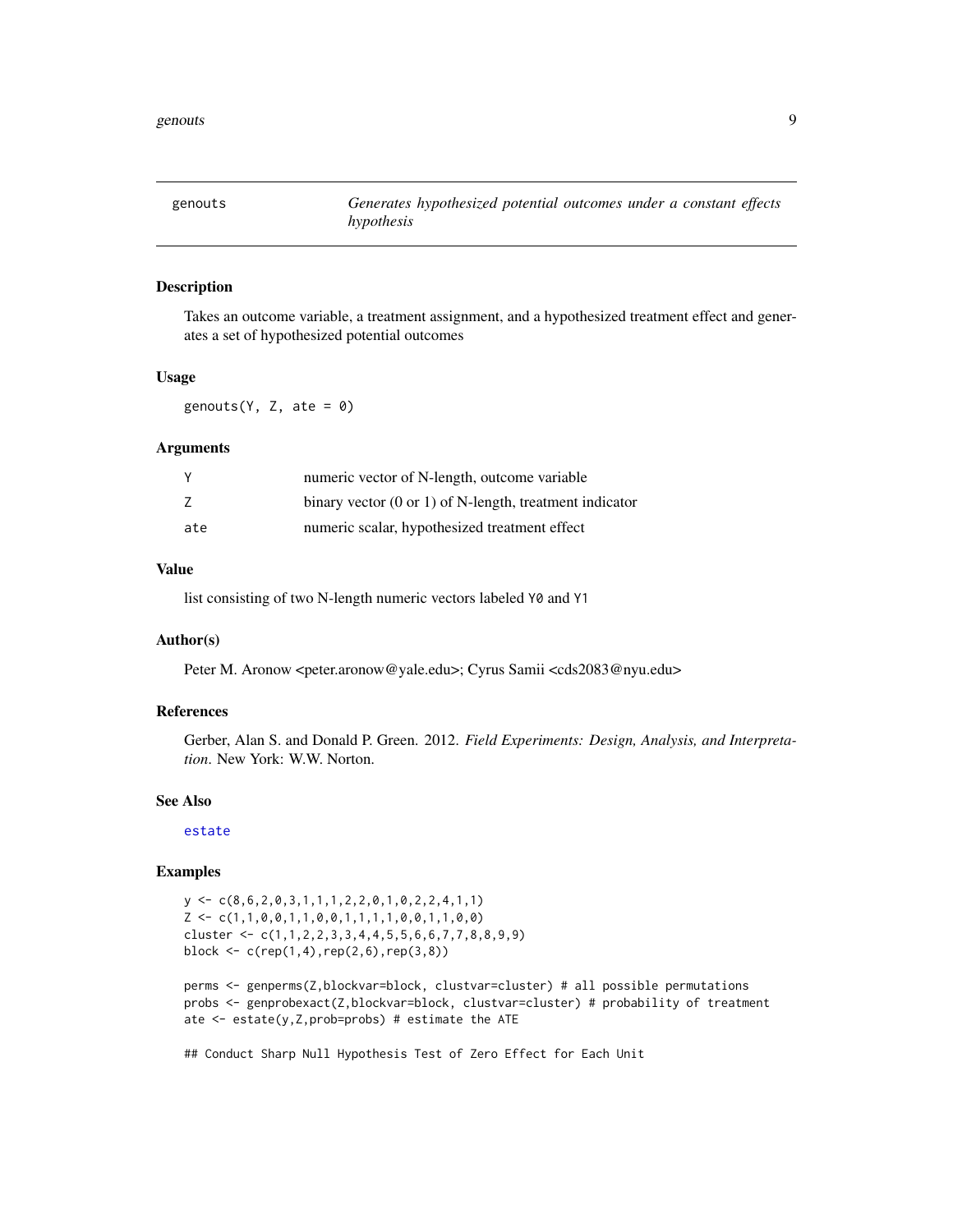# genouts — *Generates hypothesized potential outcomes under a constant effects hypothesis*

## Description

Takes an outcome variable, a treatment assignment, and a hypothesized treatment effect and generates a set of hypothesized potential outcomes

## Usage

```
genouts(Y, Z, ate = 0)
```

## Arguments

| | |
|---|---|
| Y | numeric vector of N-length, outcome variable |
| Z | binary vector (0 or 1) of N-length, treatment indicator |
| ate | numeric scalar, hypothesized treatment effect |

## Value

list consisting of two N-length numeric vectors labeled Y0 and Y1

## Author(s)

Peter M. Aronow <peter.aronow@yale.edu>; Cyrus Samii <cds2083@nyu.edu>

## References

Gerber, Alan S. and Donald P. Green. 2012. *Field Experiments: Design, Analysis, and Interpretation*. New York: W.W. Norton.

## See Also

estate

## Examples

```
y <- c(8,6,2,0,3,1,1,1,2,2,0,1,0,2,2,4,1,1)
Z <- c(1,1,0,0,1,1,0,0,1,1,1,1,0,0,1,1,0,0)
cluster <- c(1,1,2,2,3,3,4,4,5,5,6,6,7,7,8,8,9,9)
block <- c(rep(1,4),rep(2,6),rep(3,8))

perms <- genperms(Z,blockvar=block, clustvar=cluster) # all possible permutations
probs <- genprobexact(Z,blockvar=block, clustvar=cluster) # probability of treatment
ate <- estate(y,Z,prob=probs) # estimate the ATE

## Conduct Sharp Null Hypothesis Test of Zero Effect for Each Unit
```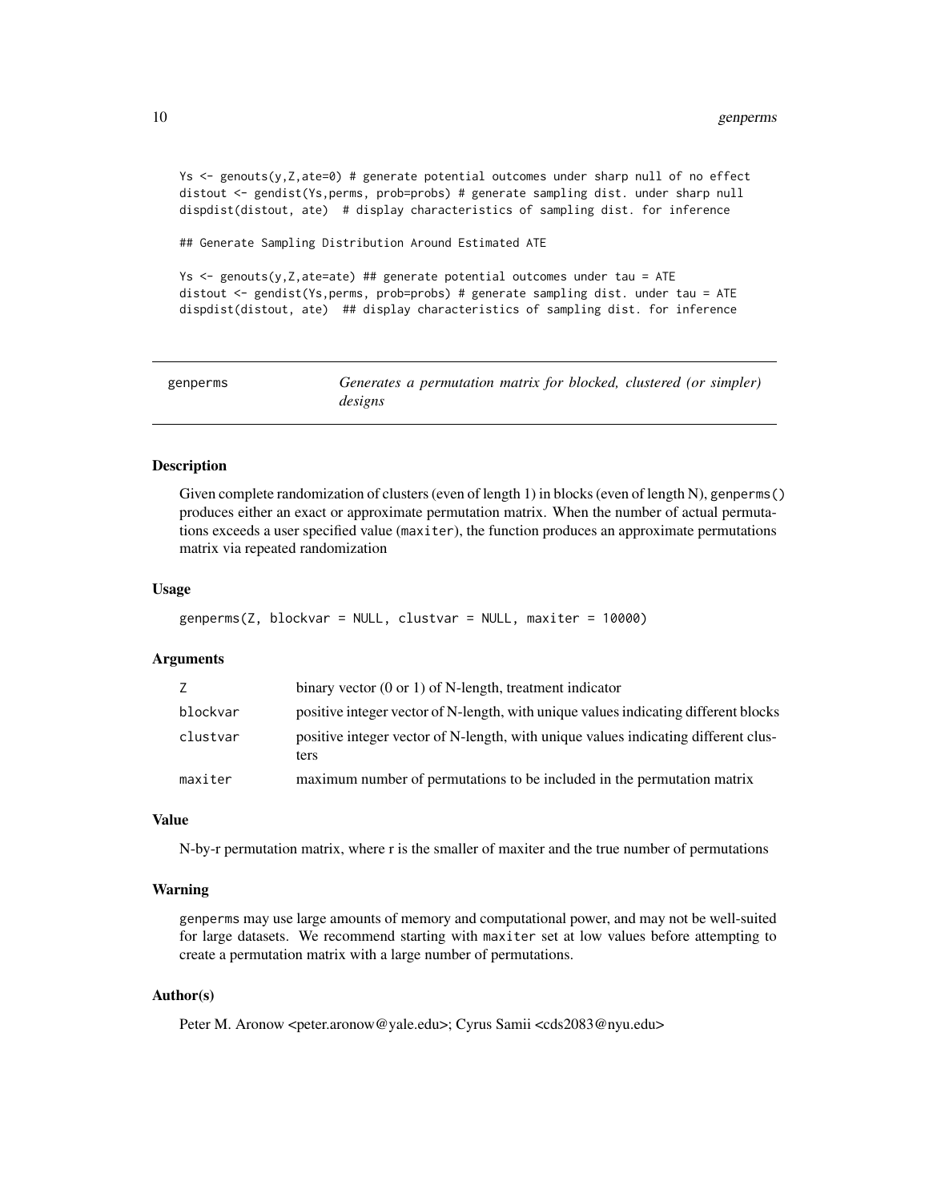```
Ys <- genouts(y,Z,ate=0) # generate potential outcomes under sharp null of no effect
distout <- gendist(Ys,perms, prob=probs) # generate sampling dist. under sharp null
dispdist(distout, ate)  # display characteristics of sampling dist. for inference

## Generate Sampling Distribution Around Estimated ATE

Ys <- genouts(y,Z,ate=ate) ## generate potential outcomes under tau = ATE
distout <- gendist(Ys,perms, prob=probs) # generate sampling dist. under tau = ATE
dispdist(distout, ate)  ## display characteristics of sampling dist. for inference
```

---

## genperms — *Generates a permutation matrix for blocked, clustered (or simpler) designs*

---

### Description

Given complete randomization of clusters (even of length 1) in blocks (even of length N), `genperms()` produces either an exact or approximate permutation matrix. When the number of actual permutations exceeds a user specified value (`maxiter`), the function produces an approximate permutations matrix via repeated randomization

### Usage

```
genperms(Z, blockvar = NULL, clustvar = NULL, maxiter = 10000)
```

### Arguments

| | |
|---|---|
| `Z` | binary vector (0 or 1) of N-length, treatment indicator |
| `blockvar` | positive integer vector of N-length, with unique values indicating different blocks |
| `clustvar` | positive integer vector of N-length, with unique values indicating different clusters |
| `maxiter` | maximum number of permutations to be included in the permutation matrix |

### Value

N-by-r permutation matrix, where r is the smaller of maxiter and the true number of permutations

### Warning

`genperms` may use large amounts of memory and computational power, and may not be well-suited for large datasets. We recommend starting with `maxiter` set at low values before attempting to create a permutation matrix with a large number of permutations.

### Author(s)

Peter M. Aronow <peter.aronow@yale.edu>; Cyrus Samii <cds2083@nyu.edu>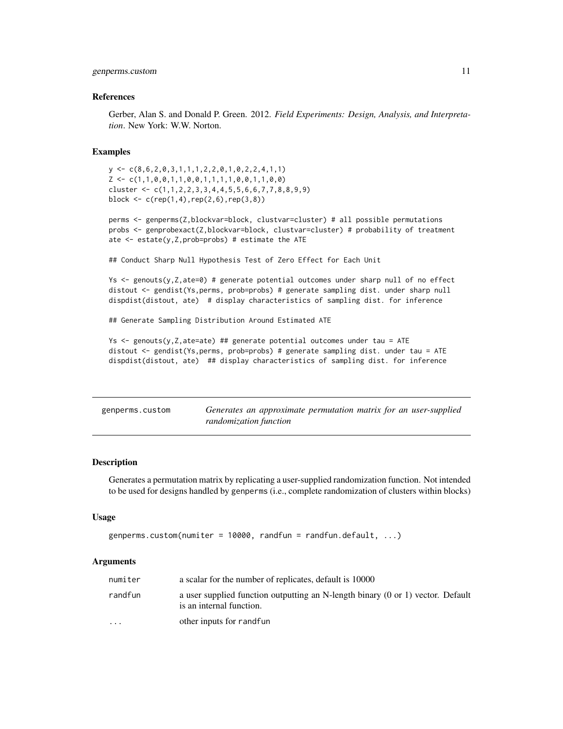### References

Gerber, Alan S. and Donald P. Green. 2012. *Field Experiments: Design, Analysis, and Interpretation*. New York: W.W. Norton.

### Examples

```
y <- c(8,6,2,0,3,1,1,1,2,2,0,1,0,2,2,4,1,1)
Z <- c(1,1,0,0,1,1,0,0,1,1,1,1,0,0,1,1,0,0)
cluster <- c(1,1,2,2,3,3,4,4,5,5,6,6,7,7,8,8,9,9)
block <- c(rep(1,4),rep(2,6),rep(3,8))

perms <- genperms(Z,blockvar=block, clustvar=cluster) # all possible permutations
probs <- genprobexact(Z,blockvar=block, clustvar=cluster) # probability of treatment
ate <- estate(y,Z,prob=probs) # estimate the ATE

## Conduct Sharp Null Hypothesis Test of Zero Effect for Each Unit

Ys <- genouts(y,Z,ate=0) # generate potential outcomes under sharp null of no effect
distout <- gendist(Ys,perms, prob=probs) # generate sampling dist. under sharp null
dispdist(distout, ate)  # display characteristics of sampling dist. for inference

## Generate Sampling Distribution Around Estimated ATE

Ys <- genouts(y,Z,ate=ate) ## generate potential outcomes under tau = ATE
distout <- gendist(Ys,perms, prob=probs) # generate sampling dist. under tau = ATE
dispdist(distout, ate)  ## display characteristics of sampling dist. for inference
```

---

## genperms.custom — *Generates an approximate permutation matrix for an user-supplied randomization function*

### Description

Generates a permutation matrix by replicating a user-supplied randomization function. Not intended to be used for designs handled by genperms (i.e., complete randomization of clusters within blocks)

### Usage

```
genperms.custom(numiter = 10000, randfun = randfun.default, ...)
```

### Arguments

| | |
|---|---|
| numiter | a scalar for the number of replicates, default is 10000 |
| randfun | a user supplied function outputting an N-length binary (0 or 1) vector. Default is an internal function. |
| ... | other inputs for randfun |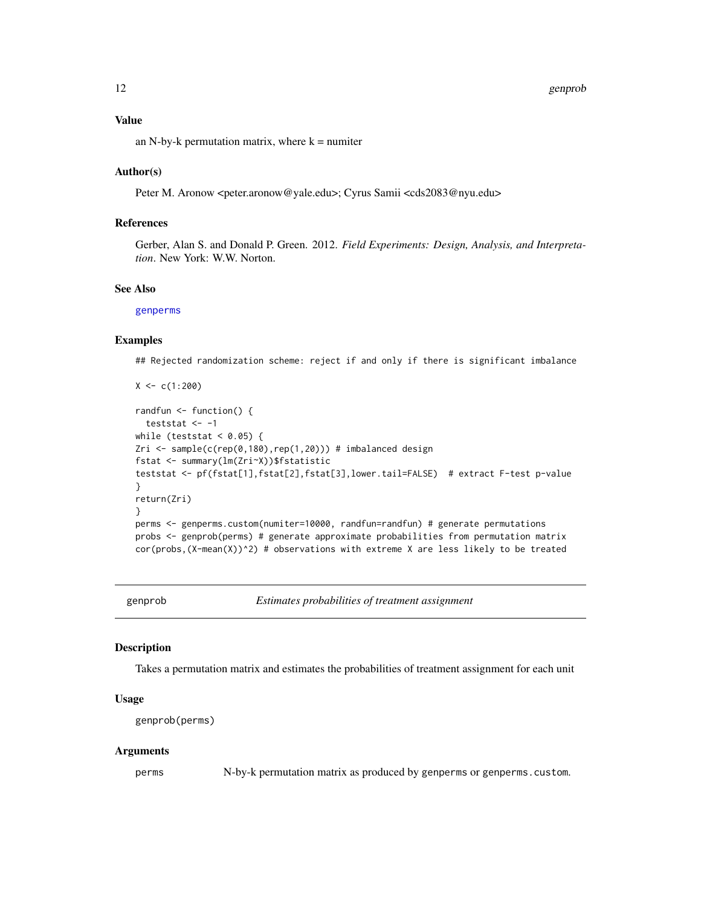### Value

an N-by-k permutation matrix, where k = numiter

### Author(s)

Peter M. Aronow <peter.aronow@yale.edu>; Cyrus Samii <cds2083@nyu.edu>

### References

Gerber, Alan S. and Donald P. Green. 2012. *Field Experiments: Design, Analysis, and Interpretation*. New York: W.W. Norton.

### See Also

genperms

### Examples

```
## Rejected randomization scheme: reject if and only if there is significant imbalance

X <- c(1:200)

randfun <- function() {
  teststat <- -1
while (teststat < 0.05) {
Zri <- sample(c(rep(0,180),rep(1,20))) # imbalanced design
fstat <- summary(lm(Zri~X))$fstatistic
teststat <- pf(fstat[1],fstat[2],fstat[3],lower.tail=FALSE)  # extract F-test p-value
}
return(Zri)
}
perms <- genperms.custom(numiter=10000, randfun=randfun) # generate permutations
probs <- genprob(perms) # generate approximate probabilities from permutation matrix
cor(probs,(X-mean(X))^2) # observations with extreme X are less likely to be treated
```

---

## genprob — *Estimates probabilities of treatment assignment*

### Description

Takes a permutation matrix and estimates the probabilities of treatment assignment for each unit

### Usage

```
genprob(perms)
```

### Arguments

| | |
|---|---|
| perms | N-by-k permutation matrix as produced by genperms or genperms.custom. |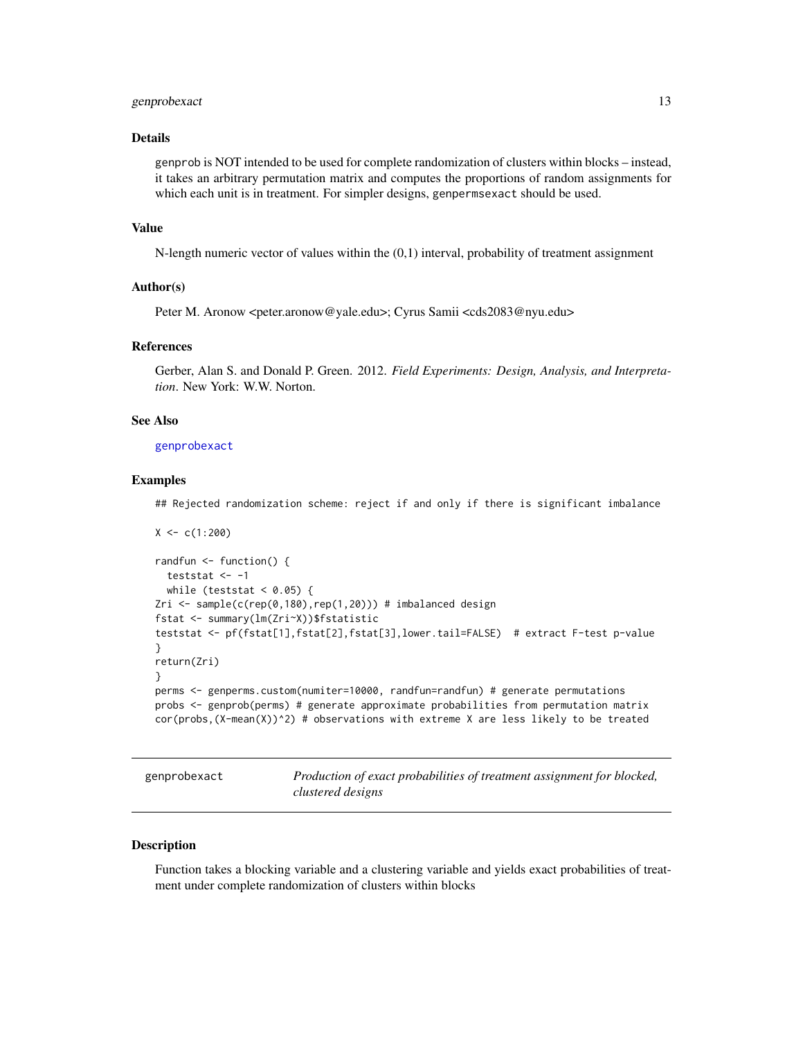### Details

genprob is NOT intended to be used for complete randomization of clusters within blocks – instead, it takes an arbitrary permutation matrix and computes the proportions of random assignments for which each unit is in treatment. For simpler designs, genpermsexact should be used.

### Value

N-length numeric vector of values within the (0,1) interval, probability of treatment assignment

### Author(s)

Peter M. Aronow <peter.aronow@yale.edu>; Cyrus Samii <cds2083@nyu.edu>

### References

Gerber, Alan S. and Donald P. Green. 2012. *Field Experiments: Design, Analysis, and Interpretation*. New York: W.W. Norton.

### See Also

genprobexact

### Examples

```
## Rejected randomization scheme: reject if and only if there is significant imbalance

X <- c(1:200)

randfun <- function() {
  teststat <- -1
  while (teststat < 0.05) {
Zri <- sample(c(rep(0,180),rep(1,20))) # imbalanced design
fstat <- summary(lm(Zri~X))$fstatistic
teststat <- pf(fstat[1],fstat[2],fstat[3],lower.tail=FALSE)  # extract F-test p-value
}
return(Zri)
}
perms <- genperms.custom(numiter=10000, randfun=randfun) # generate permutations
probs <- genprob(perms) # generate approximate probabilities from permutation matrix
cor(probs,(X-mean(X))^2) # observations with extreme X are less likely to be treated
```

---

## genprobexact — *Production of exact probabilities of treatment assignment for blocked, clustered designs*

### Description

Function takes a blocking variable and a clustering variable and yields exact probabilities of treatment under complete randomization of clusters within blocks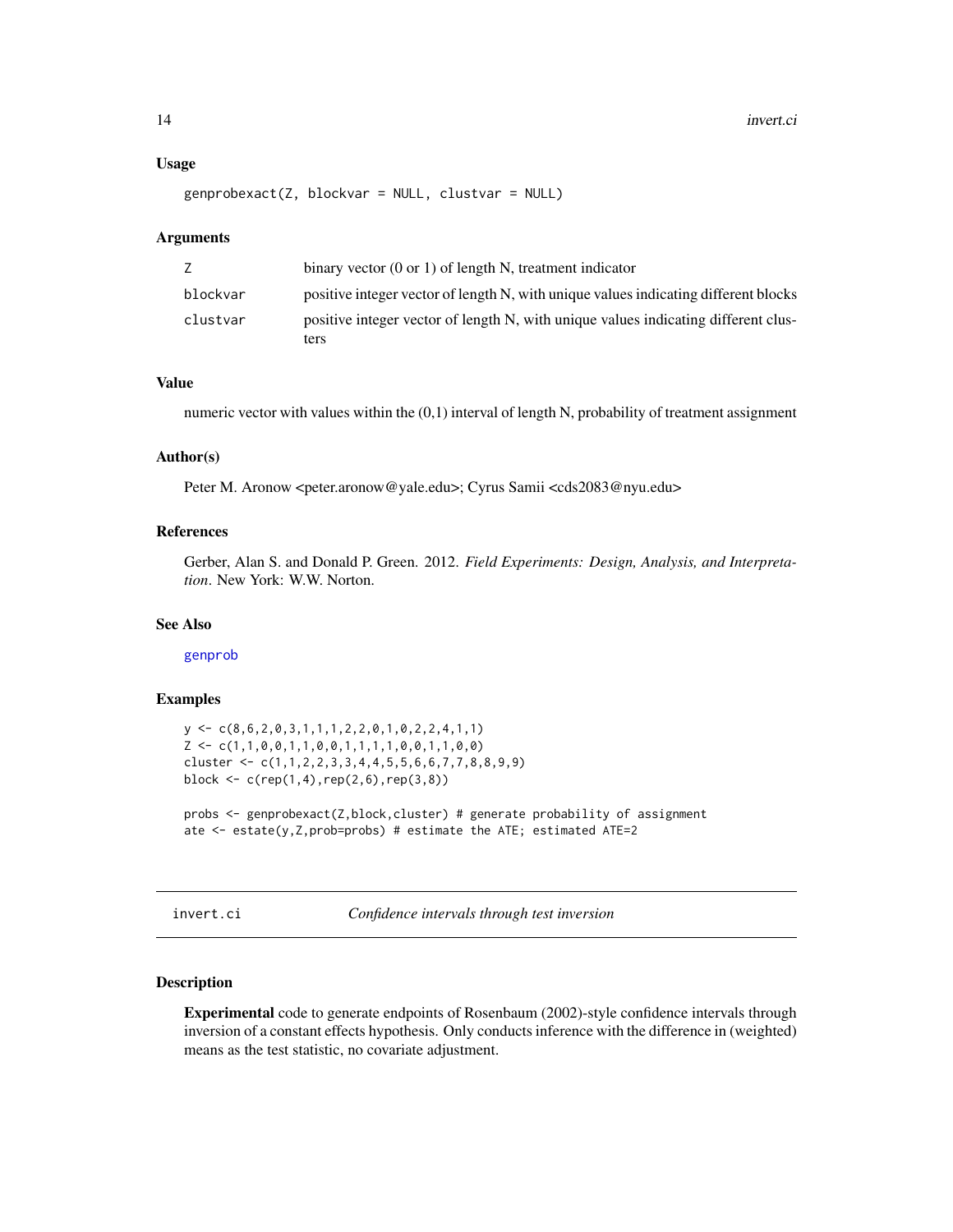## Usage

```
genprobexact(Z, blockvar = NULL, clustvar = NULL)
```

## Arguments

| | |
|---|---|
| Z | binary vector (0 or 1) of length N, treatment indicator |
| blockvar | positive integer vector of length N, with unique values indicating different blocks |
| clustvar | positive integer vector of length N, with unique values indicating different clusters |

## Value

numeric vector with values within the (0,1) interval of length N, probability of treatment assignment

## Author(s)

Peter M. Aronow <peter.aronow@yale.edu>; Cyrus Samii <cds2083@nyu.edu>

## References

Gerber, Alan S. and Donald P. Green. 2012. *Field Experiments: Design, Analysis, and Interpretation*. New York: W.W. Norton.

## See Also

genprob

## Examples

```
y <- c(8,6,2,0,3,1,1,1,2,2,0,1,0,2,2,4,1,1)
Z <- c(1,1,0,0,1,1,0,0,1,1,1,1,0,0,1,1,0,0)
cluster <- c(1,1,2,2,3,3,4,4,5,5,6,6,7,7,8,8,9,9)
block <- c(rep(1,4),rep(2,6),rep(3,8))

probs <- genprobexact(Z,block,cluster) # generate probability of assignment
ate <- estate(y,Z,prob=probs) # estimate the ATE; estimated ATE=2
```

---

# invert.ci *Confidence intervals through test inversion*

## Description

**Experimental** code to generate endpoints of Rosenbaum (2002)-style confidence intervals through inversion of a constant effects hypothesis. Only conducts inference with the difference in (weighted) means as the test statistic, no covariate adjustment.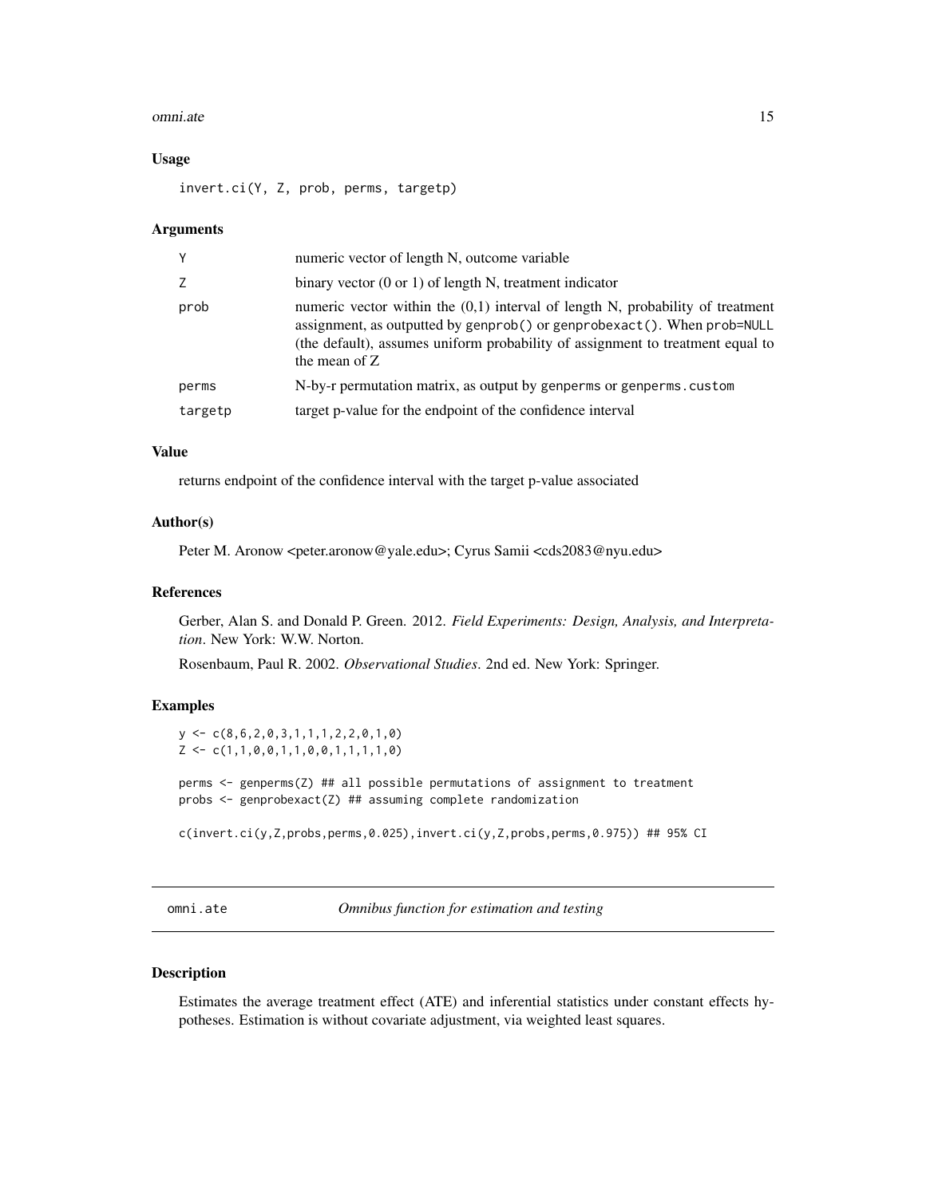### Usage

```
invert.ci(Y, Z, prob, perms, targetp)
```

### Arguments

| | |
|---|---|
| Y | numeric vector of length N, outcome variable |
| Z | binary vector (0 or 1) of length N, treatment indicator |
| prob | numeric vector within the (0,1) interval of length N, probability of treatment assignment, as outputted by genprob() or genprobexact(). When prob=NULL (the default), assumes uniform probability of assignment to treatment equal to the mean of Z |
| perms | N-by-r permutation matrix, as output by genperms or genperms.custom |
| targetp | target p-value for the endpoint of the confidence interval |

### Value

returns endpoint of the confidence interval with the target p-value associated

### Author(s)

Peter M. Aronow <peter.aronow@yale.edu>; Cyrus Samii <cds2083@nyu.edu>

### References

Gerber, Alan S. and Donald P. Green. 2012. *Field Experiments: Design, Analysis, and Interpretation*. New York: W.W. Norton.

Rosenbaum, Paul R. 2002. *Observational Studies*. 2nd ed. New York: Springer.

### Examples

```
y <- c(8,6,2,0,3,1,1,1,2,2,0,1,0)
Z <- c(1,1,0,0,1,1,0,0,1,1,1,1,0)

perms <- genperms(Z) ## all possible permutations of assignment to treatment
probs <- genprobexact(Z) ## assuming complete randomization

c(invert.ci(y,Z,probs,perms,0.025),invert.ci(y,Z,probs,perms,0.975)) ## 95% CI
```

---

## omni.ate — *Omnibus function for estimation and testing*

### Description

Estimates the average treatment effect (ATE) and inferential statistics under constant effects hypotheses. Estimation is without covariate adjustment, via weighted least squares.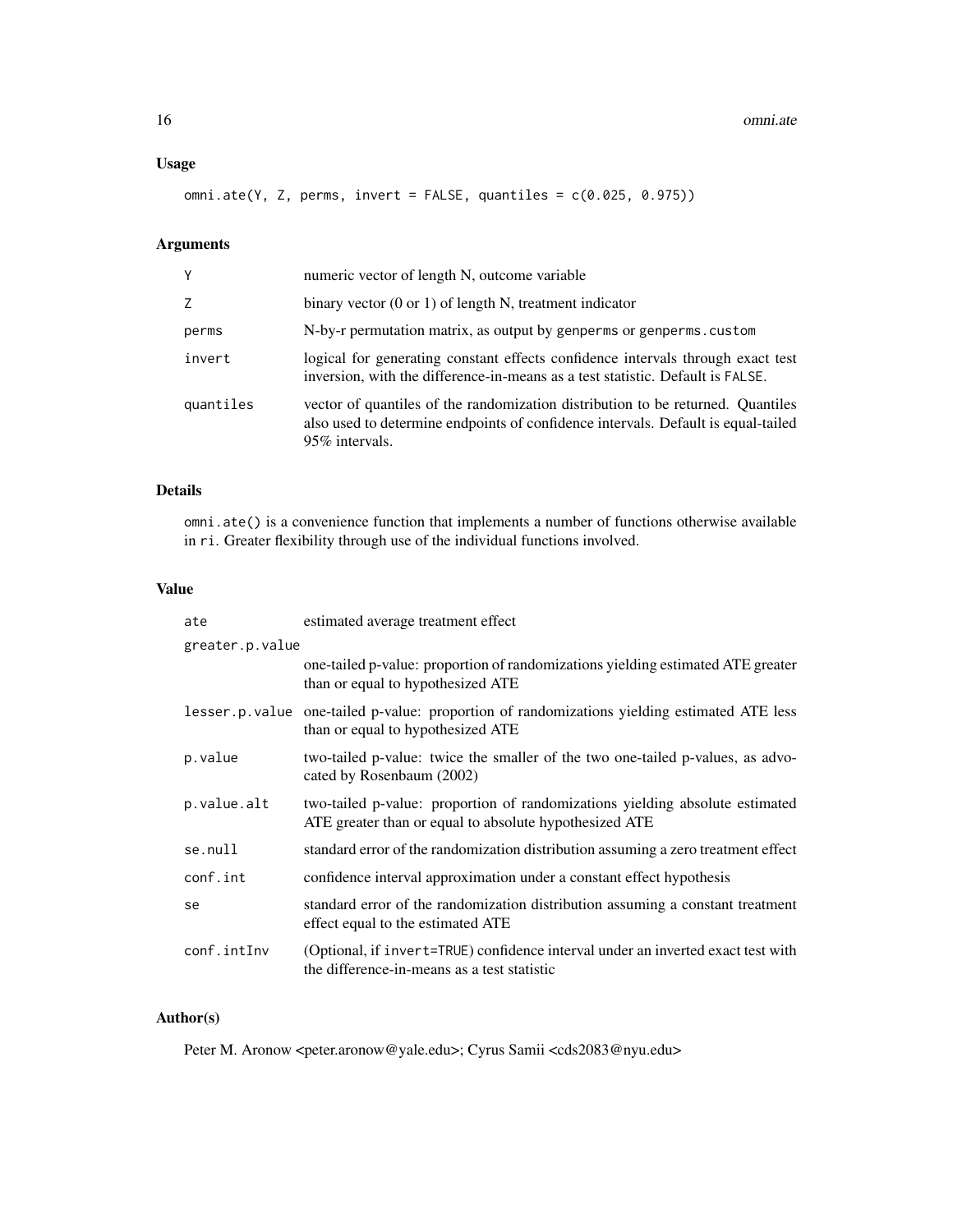## Usage

```
omni.ate(Y, Z, perms, invert = FALSE, quantiles = c(0.025, 0.975))
```

## Arguments

| | |
|---|---|
| Y | numeric vector of length N, outcome variable |
| Z | binary vector (0 or 1) of length N, treatment indicator |
| perms | N-by-r permutation matrix, as output by genperms or genperms.custom |
| invert | logical for generating constant effects confidence intervals through exact test inversion, with the difference-in-means as a test statistic. Default is FALSE. |
| quantiles | vector of quantiles of the randomization distribution to be returned. Quantiles also used to determine endpoints of confidence intervals. Default is equal-tailed 95% intervals. |

## Details

omni.ate() is a convenience function that implements a number of functions otherwise available in ri. Greater flexibility through use of the individual functions involved.

## Value

| | |
|---|---|
| ate | estimated average treatment effect |
| greater.p.value | one-tailed p-value: proportion of randomizations yielding estimated ATE greater than or equal to hypothesized ATE |
| lesser.p.value | one-tailed p-value: proportion of randomizations yielding estimated ATE less than or equal to hypothesized ATE |
| p.value | two-tailed p-value: twice the smaller of the two one-tailed p-values, as advocated by Rosenbaum (2002) |
| p.value.alt | two-tailed p-value: proportion of randomizations yielding absolute estimated ATE greater than or equal to absolute hypothesized ATE |
| se.null | standard error of the randomization distribution assuming a zero treatment effect |
| conf.int | confidence interval approximation under a constant effect hypothesis |
| se | standard error of the randomization distribution assuming a constant treatment effect equal to the estimated ATE |
| conf.intInv | (Optional, if invert=TRUE) confidence interval under an inverted exact test with the difference-in-means as a test statistic |

## Author(s)

Peter M. Aronow <peter.aronow@yale.edu>; Cyrus Samii <cds2083@nyu.edu>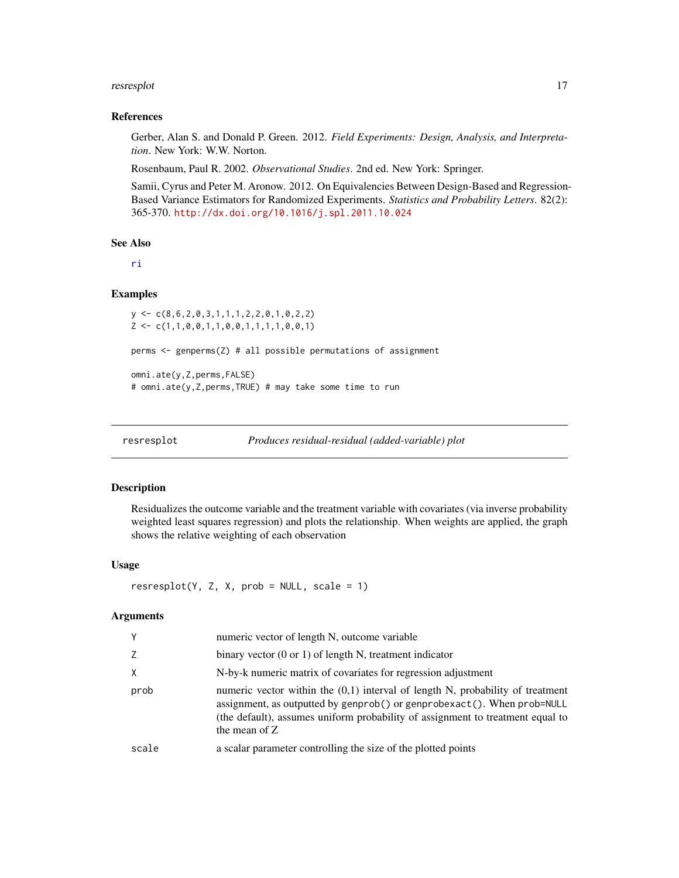### References

Gerber, Alan S. and Donald P. Green. 2012. *Field Experiments: Design, Analysis, and Interpretation*. New York: W.W. Norton.

Rosenbaum, Paul R. 2002. *Observational Studies*. 2nd ed. New York: Springer.

Samii, Cyrus and Peter M. Aronow. 2012. On Equivalencies Between Design-Based and Regression-Based Variance Estimators for Randomized Experiments. *Statistics and Probability Letters*. 82(2): 365-370. http://dx.doi.org/10.1016/j.spl.2011.10.024

### See Also

ri

### Examples

```
y <- c(8,6,2,0,3,1,1,1,2,2,0,1,0,2,2)
Z <- c(1,1,0,0,1,1,0,0,1,1,1,1,0,0,1)

perms <- genperms(Z) # all possible permutations of assignment

omni.ate(y,Z,perms,FALSE)
# omni.ate(y,Z,perms,TRUE) # may take some time to run
```

---

## resresplot — *Produces residual-residual (added-variable) plot*

### Description

Residualizes the outcome variable and the treatment variable with covariates (via inverse probability weighted least squares regression) and plots the relationship. When weights are applied, the graph shows the relative weighting of each observation

### Usage

```
resresplot(Y, Z, X, prob = NULL, scale = 1)
```

### Arguments

| | |
|---|---|
| Y | numeric vector of length N, outcome variable |
| Z | binary vector (0 or 1) of length N, treatment indicator |
| X | N-by-k numeric matrix of covariates for regression adjustment |
| prob | numeric vector within the (0,1) interval of length N, probability of treatment assignment, as outputted by `genprob()` or `genprobexact()`. When `prob=NULL` (the default), assumes uniform probability of assignment to treatment equal to the mean of Z |
| scale | a scalar parameter controlling the size of the plotted points |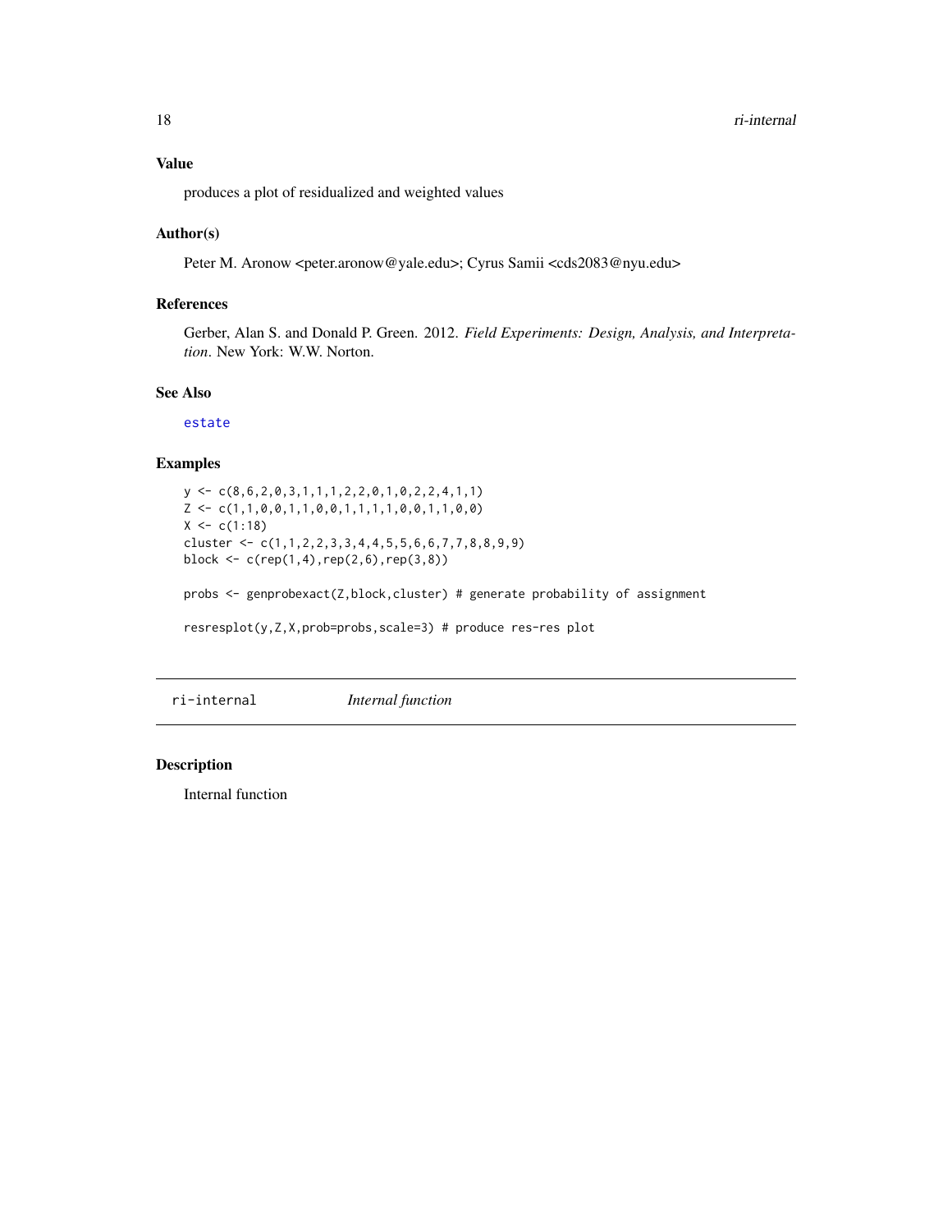### Value

produces a plot of residualized and weighted values

### Author(s)

Peter M. Aronow <peter.aronow@yale.edu>; Cyrus Samii <cds2083@nyu.edu>

### References

Gerber, Alan S. and Donald P. Green. 2012. *Field Experiments: Design, Analysis, and Interpretation*. New York: W.W. Norton.

### See Also

estate

### Examples

```
y <- c(8,6,2,0,3,1,1,1,2,2,0,1,0,2,2,4,1,1)
Z <- c(1,1,0,0,1,1,0,0,1,1,1,1,0,0,1,1,0,0)
X <- c(1:18)
cluster <- c(1,1,2,2,3,3,4,4,5,5,6,6,7,7,8,8,9,9)
block <- c(rep(1,4),rep(2,6),rep(3,8))

probs <- genprobexact(Z,block,cluster) # generate probability of assignment

resresplot(y,Z,X,prob=probs,scale=3) # produce res-res plot
```

## ri-internal *Internal function*

### Description

Internal function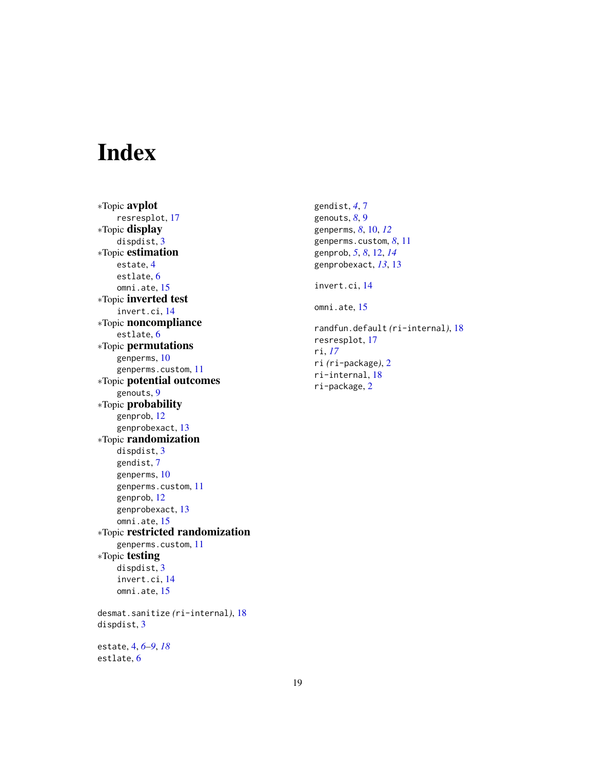# Index

∗Topic **avplot**
  resresplot, 17
∗Topic **display**
  dispdist, 3
∗Topic **estimation**
  estate, 4
  estlate, 6
  omni.ate, 15
∗Topic **inverted test**
  invert.ci, 14
∗Topic **noncompliance**
  estlate, 6
∗Topic **permutations**
  genperms, 10
  genperms.custom, 11
∗Topic **potential outcomes**
  genouts, 9
∗Topic **probability**
  genprob, 12
  genprobexact, 13
∗Topic **randomization**
  dispdist, 3
  gendist, 7
  genperms, 10
  genperms.custom, 11
  genprob, 12
  genprobexact, 13
  omni.ate, 15
∗Topic **restricted randomization**
  genperms.custom, 11
∗Topic **testing**
  dispdist, 3
  invert.ci, 14
  omni.ate, 15

desmat.sanitize *(*ri-internal*)*, 18
dispdist, 3

estate, 4, *6–9*, *18*
estlate, 6

gendist, *4*, 7
genouts, *8*, 9
genperms, *8*, 10, *12*
genperms.custom, *8*, 11
genprob, *5*, *8*, 12, *14*
genprobexact, *13*, 13

invert.ci, 14

omni.ate, 15

randfun.default *(*ri-internal*)*, 18
resresplot, 17
ri, *17*
ri *(*ri-package*)*, 2
ri-internal, 18
ri-package, 2